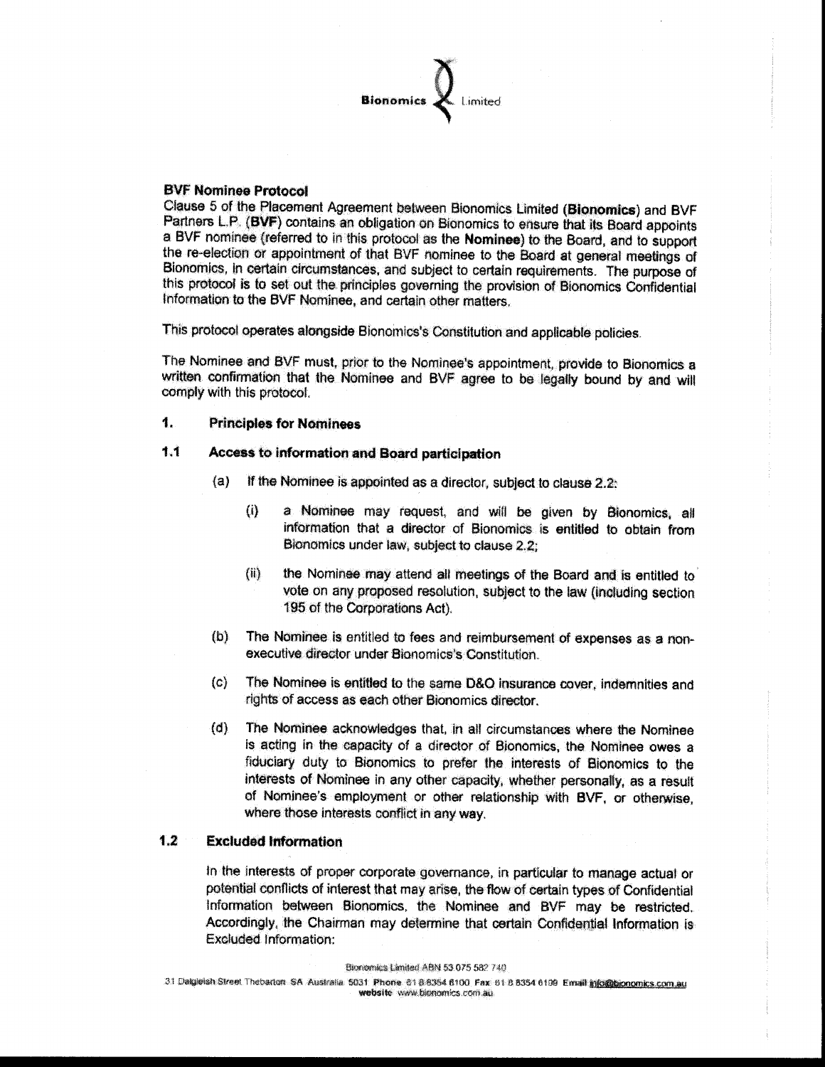**BVF Nominee Protocol**

Clause 5 of the Placement Agreement between Bionomics Limited (**Bionomics**) and BVF Partners L.P. (**BVF**) contains an obligation on Bionomics to ensure that its Board appoints a BVF nominee (referred to in this protocol as the **Nominee**) to the Board, and to support the re-election or appointment of that BVF nominee to the Board at general meetings of Bionomics, in certain circumstances, and subject to certain requirements. The purpose of this protocol is to set out the principles governing the provision of Bionomics Confidential Information to the BVF Nominee, and certain other matters.

This protocol operates alongside Bionomics's Constitution and applicable policies.

The Nominee and BVF must, prior to the Nominee's appointment, provide to Bionomics a written confirmation that the Nominee and BVF agree to be legally bound by and will comply with this protocol.

## 1. Principles for Nominees

### 1.1 Access to information and Board participation

(a) If the Nominee is appointed as a director, subject to clause 2.2:

(i) a Nominee may request, and will be given by Bionomics, all information that a director of Bionomics is entitled to obtain from Bionomics under law, subject to clause 2.2;

(ii) the Nominee may attend all meetings of the Board and is entitled to vote on any proposed resolution, subject to the law (including section 195 of the Corporations Act).

(b) The Nominee is entitled to fees and reimbursement of expenses as a non-executive director under Bionomics's Constitution.

(c) The Nominee is entitled to the same D&O insurance cover, indemnities and rights of access as each other Bionomics director.

(d) The Nominee acknowledges that, in all circumstances where the Nominee is acting in the capacity of a director of Bionomics, the Nominee owes a fiduciary duty to Bionomics to prefer the interests of Bionomics to the interests of Nominee in any other capacity, whether personally, as a result of Nominee's employment or other relationship with BVF, or otherwise, where those interests conflict in any way.

### 1.2 Excluded Information

In the interests of proper corporate governance, in particular to manage actual or potential conflicts of interest that may arise, the flow of certain types of Confidential Information between Bionomics, the Nominee and BVF may be restricted. Accordingly, the Chairman may determine that certain Confidential Information is Excluded Information: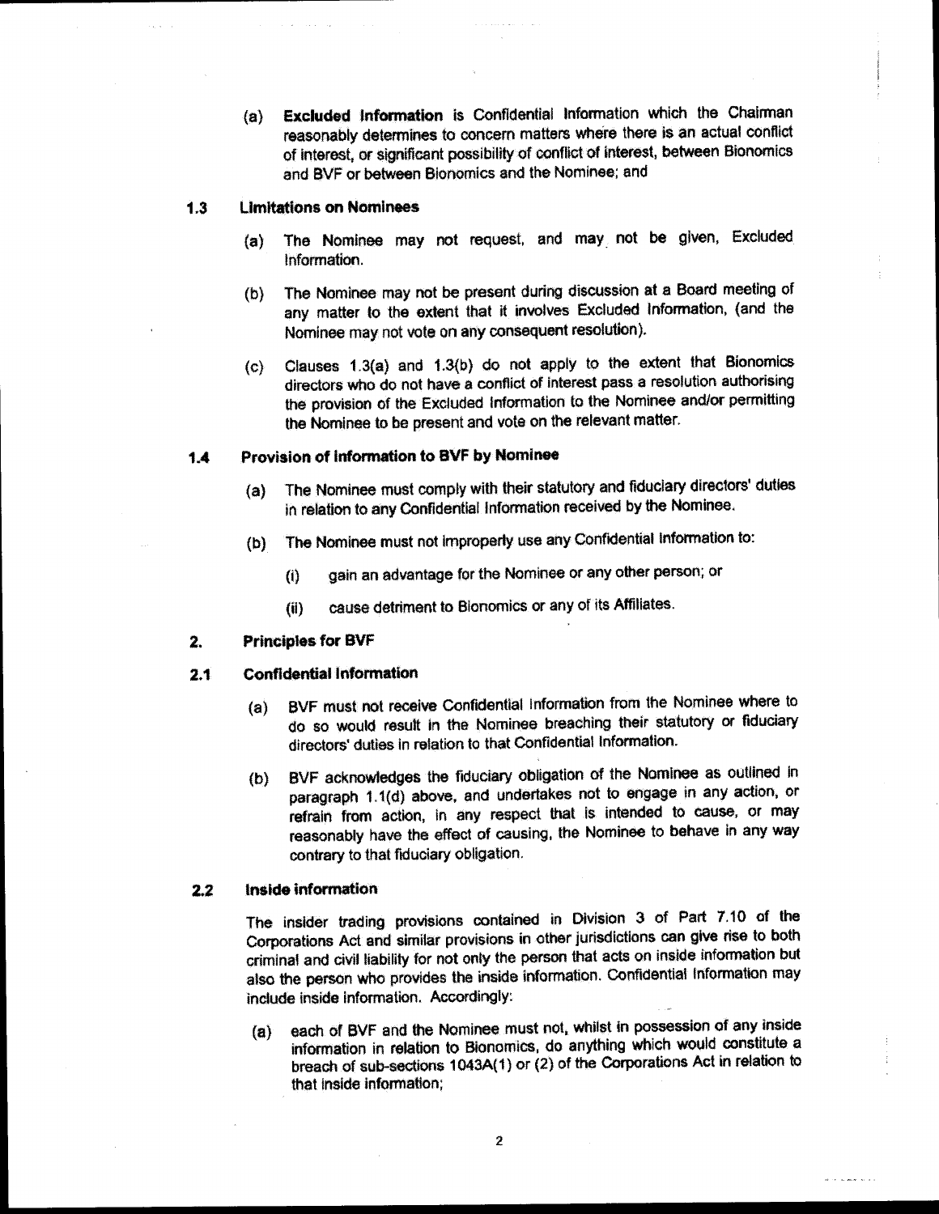(a) **Excluded Information** is Confidential Information which the Chairman reasonably determines to concern matters where there is an actual conflict of interest, or significant possibility of conflict of interest, between Bionomics and BVF or between Bionomics and the Nominee; and

### 1.3 Limitations on Nominees

(a) The Nominee may not request, and may not be given, Excluded Information.

(b) The Nominee may not be present during discussion at a Board meeting of any matter to the extent that it involves Excluded Information, (and the Nominee may not vote on any consequent resolution).

(c) Clauses 1.3(a) and 1.3(b) do not apply to the extent that Bionomics directors who do not have a conflict of interest pass a resolution authorising the provision of the Excluded Information to the Nominee and/or permitting the Nominee to be present and vote on the relevant matter.

### 1.4 Provision of Information to BVF by Nominee

(a) The Nominee must comply with their statutory and fiduciary directors' duties in relation to any Confidential Information received by the Nominee.

(b) The Nominee must not improperly use any Confidential Information to:

(i) gain an advantage for the Nominee or any other person; or

(ii) cause detriment to Bionomics or any of its Affiliates.

## 2. Principles for BVF

### 2.1 Confidential Information

(a) BVF must not receive Confidential Information from the Nominee where to do so would result in the Nominee breaching their statutory or fiduciary directors' duties in relation to that Confidential Information.

(b) BVF acknowledges the fiduciary obligation of the Nominee as outlined in paragraph 1.1(d) above, and undertakes not to engage in any action, or refrain from action, in any respect that is intended to cause, or may reasonably have the effect of causing, the Nominee to behave in any way contrary to that fiduciary obligation.

### 2.2 Inside information

The insider trading provisions contained in Division 3 of Part 7.10 of the Corporations Act and similar provisions in other jurisdictions can give rise to both criminal and civil liability for not only the person that acts on inside information but also the person who provides the inside information. Confidential Information may include inside information. Accordingly:

(a) each of BVF and the Nominee must not, whilst in possession of any inside information in relation to Bionomics, do anything which would constitute a breach of sub-sections 1043A(1) or (2) of the Corporations Act in relation to that inside information;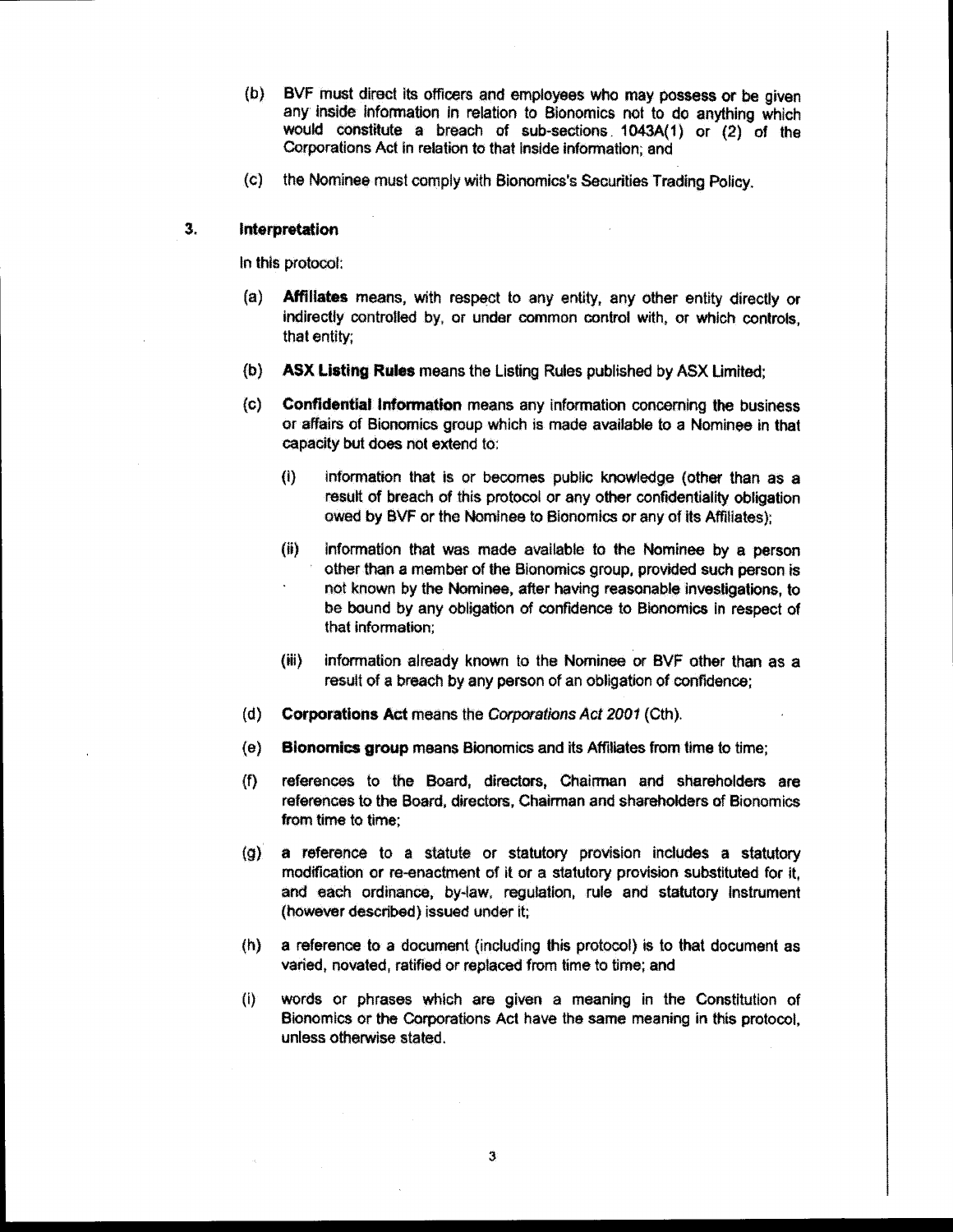(b) BVF must direct its officers and employees who may possess or be given any inside information in relation to Bionomics not to do anything which would constitute a breach of sub-sections 1043A(1) or (2) of the Corporations Act in relation to that inside information; and

(c) the Nominee must comply with Bionomics's Securities Trading Policy.

## 3. Interpretation

In this protocol:

(a) **Affiliates** means, with respect to any entity, any other entity directly or indirectly controlled by, or under common control with, or which controls, that entity;

(b) **ASX Listing Rules** means the Listing Rules published by ASX Limited;

(c) **Confidential Information** means any information concerning the business or affairs of Bionomics group which is made available to a Nominee in that capacity but does not extend to:

  (i) information that is or becomes public knowledge (other than as a result of breach of this protocol or any other confidentiality obligation owed by BVF or the Nominee to Bionomics or any of its Affiliates);

  (ii) information that was made available to the Nominee by a person other than a member of the Bionomics group, provided such person is not known by the Nominee, after having reasonable investigations, to be bound by any obligation of confidence to Bionomics in respect of that information;

  (iii) information already known to the Nominee or BVF other than as a result of a breach by any person of an obligation of confidence;

(d) **Corporations Act** means the *Corporations Act 2001* (Cth).

(e) **Bionomics group** means Bionomics and its Affiliates from time to time;

(f) references to the Board, directors, Chairman and shareholders are references to the Board, directors, Chairman and shareholders of Bionomics from time to time;

(g) a reference to a statute or statutory provision includes a statutory modification or re-enactment of it or a statutory provision substituted for it, and each ordinance, by-law, regulation, rule and statutory instrument (however described) issued under it;

(h) a reference to a document (including this protocol) is to that document as varied, novated, ratified or replaced from time to time; and

(i) words or phrases which are given a meaning in the Constitution of Bionomics or the Corporations Act have the same meaning in this protocol, unless otherwise stated.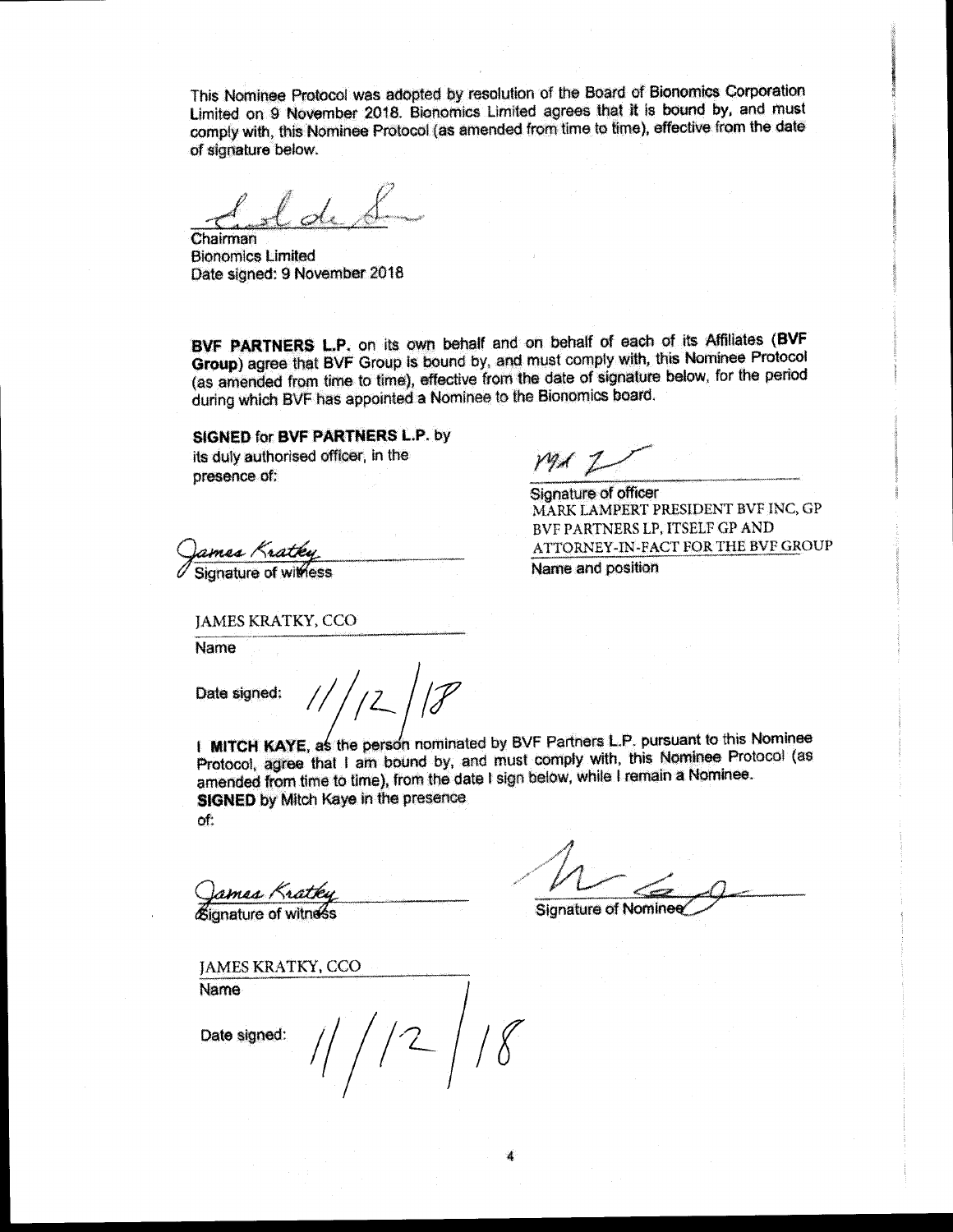This Nominee Protocol was adopted by resolution of the Board of Bionomics Corporation Limited on 9 November 2018. Bionomics Limited agrees that it is bound by, and must comply with, this Nominee Protocol (as amended from time to time), effective from the date of signature below.

Chairman
Bionomics Limited
Date signed: 9 November 2018

**BVF PARTNERS L.P.** on its own behalf and on behalf of each of its Affiliates (**BVF Group**) agree that BVF Group is bound by, and must comply with, this Nominee Protocol (as amended from time to time), effective from the date of signature below, for the period during which BVF has appointed a Nominee to the Bionomics board.

**SIGNED** for **BVF PARTNERS L.P.** by its duly authorised officer, in the presence of:

Signature of officer

MARK LAMPERT PRESIDENT BVF INC, GP BVF PARTNERS LP, ITSELF GP AND ATTORNEY-IN-FACT FOR THE BVF GROUP

Name and position

Signature of witness

JAMES KRATKY, CCO

Name

Date signed: 11/12/18

I **MITCH KAYE**, as the person nominated by BVF Partners L.P. pursuant to this Nominee Protocol, agree that I am bound by, and must comply with, this Nominee Protocol (as amended from time to time), from the date I sign below, while I remain a Nominee.

**SIGNED** by Mitch Kaye in the presence of:

Signature of witness

Signature of Nominee

JAMES KRATKY, CCO

Name

Date signed: 11/12/18